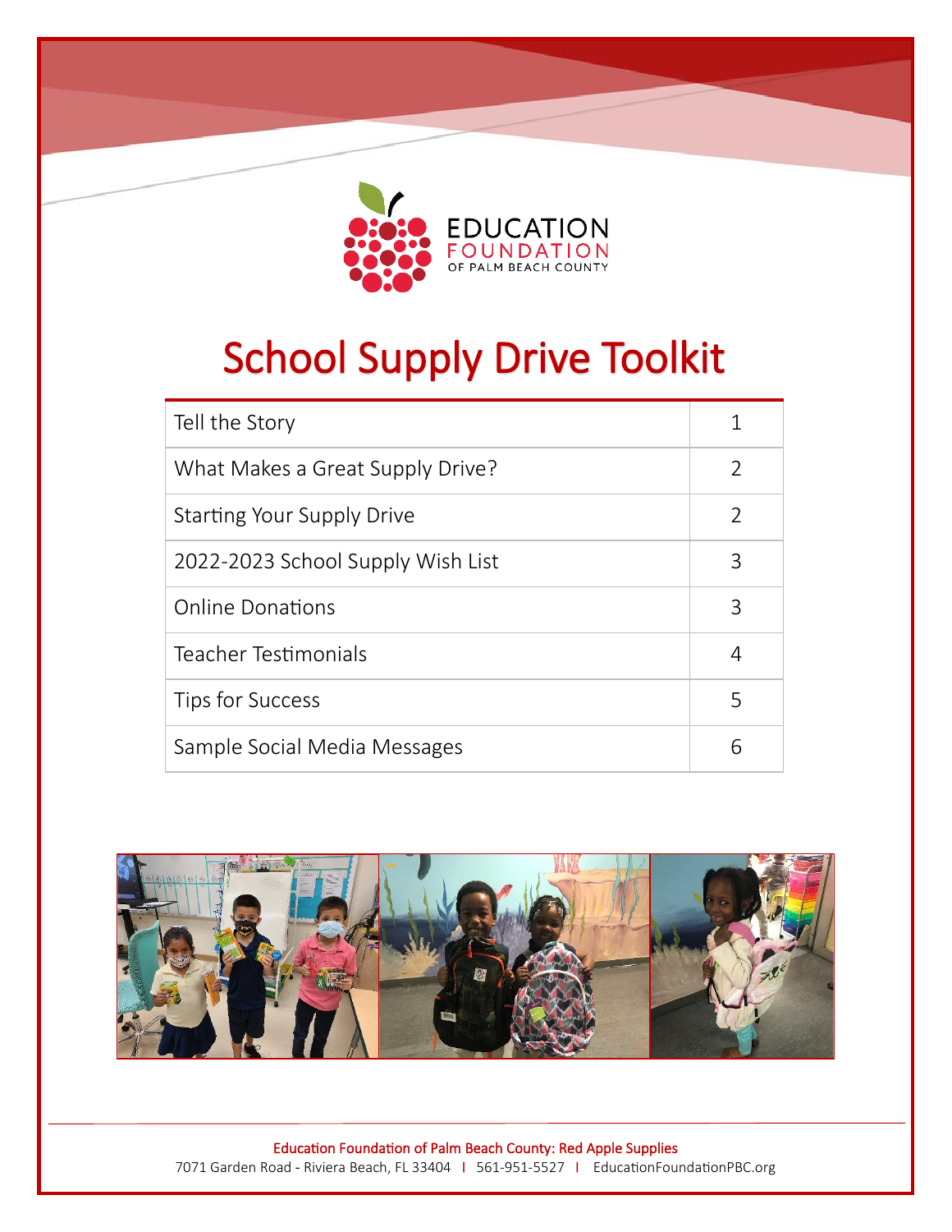EDUCATION FOUNDATION OF PALM BEACH COUNTY

# School Supply Drive Toolkit

| Section | Page |
|---|---|
| Tell the Story | 1 |
| What Makes a Great Supply Drive? | 2 |
| Starting Your Supply Drive | 2 |
| 2022-2023 School Supply Wish List | 3 |
| Online Donations | 3 |
| Teacher Testimonials | 4 |
| Tips for Success | 5 |
| Sample Social Media Messages | 6 |

Education Foundation of Palm Beach County: Red Apple Supplies
7071 Garden Road - Riviera Beach, FL 33404 | 561-951-5527 | EducationFoundationPBC.org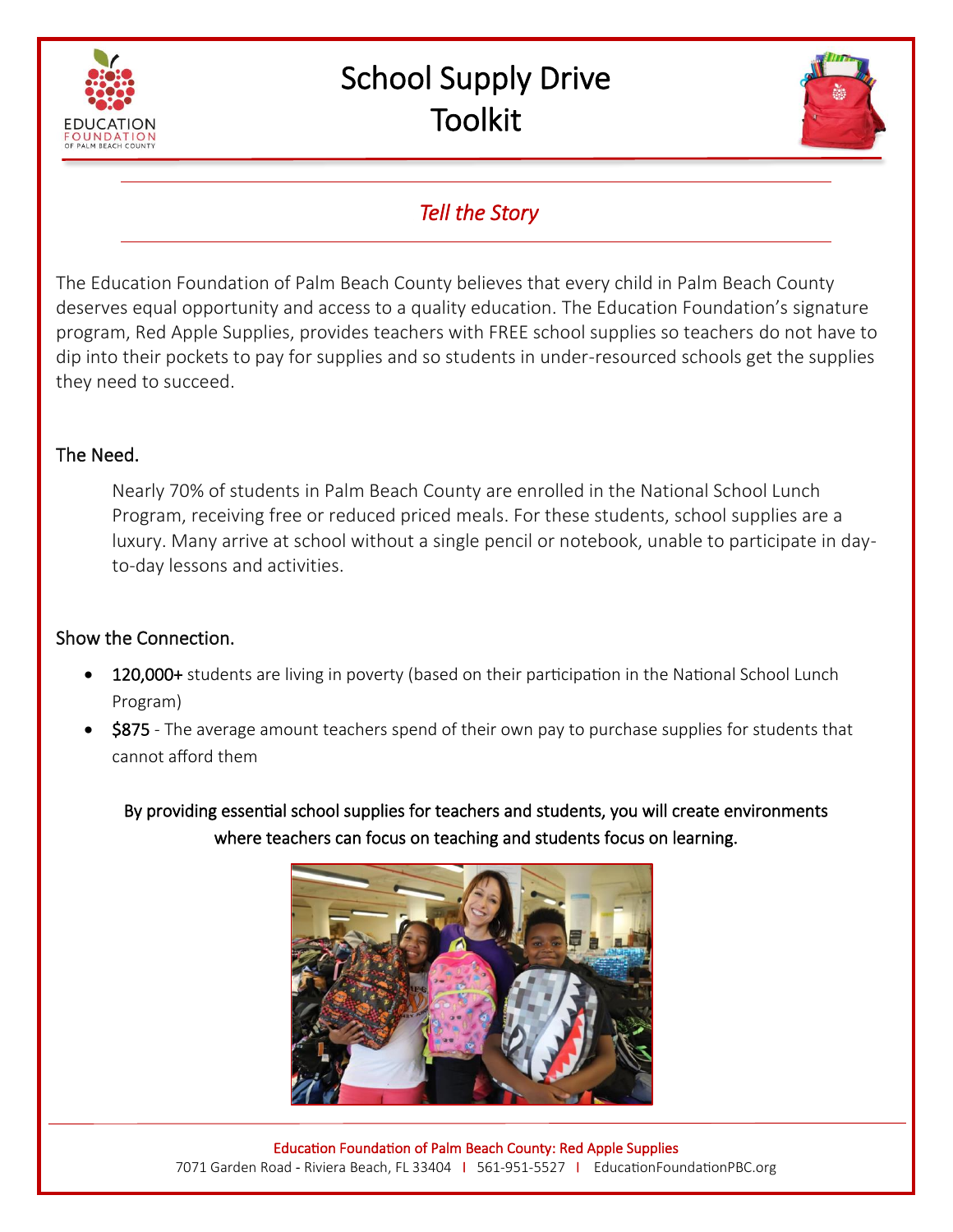# School Supply Drive Toolkit

## *Tell the Story*

The Education Foundation of Palm Beach County believes that every child in Palm Beach County deserves equal opportunity and access to a quality education. The Education Foundation's signature program, Red Apple Supplies, provides teachers with FREE school supplies so teachers do not have to dip into their pockets to pay for supplies and so students in under-resourced schools get the supplies they need to succeed.

### The Need.

Nearly 70% of students in Palm Beach County are enrolled in the National School Lunch Program, receiving free or reduced priced meals. For these students, school supplies are a luxury. Many arrive at school without a single pencil or notebook, unable to participate in day-to-day lessons and activities.

### Show the Connection.

- 120,000+ students are living in poverty (based on their participation in the National School Lunch Program)
- $875 - The average amount teachers spend of their own pay to purchase supplies for students that cannot afford them

By providing essential school supplies for teachers and students, you will create environments where teachers can focus on teaching and students focus on learning.

Education Foundation of Palm Beach County: Red Apple Supplies
7071 Garden Road - Riviera Beach, FL 33404 | 561-951-5527 | EducationFoundationPBC.org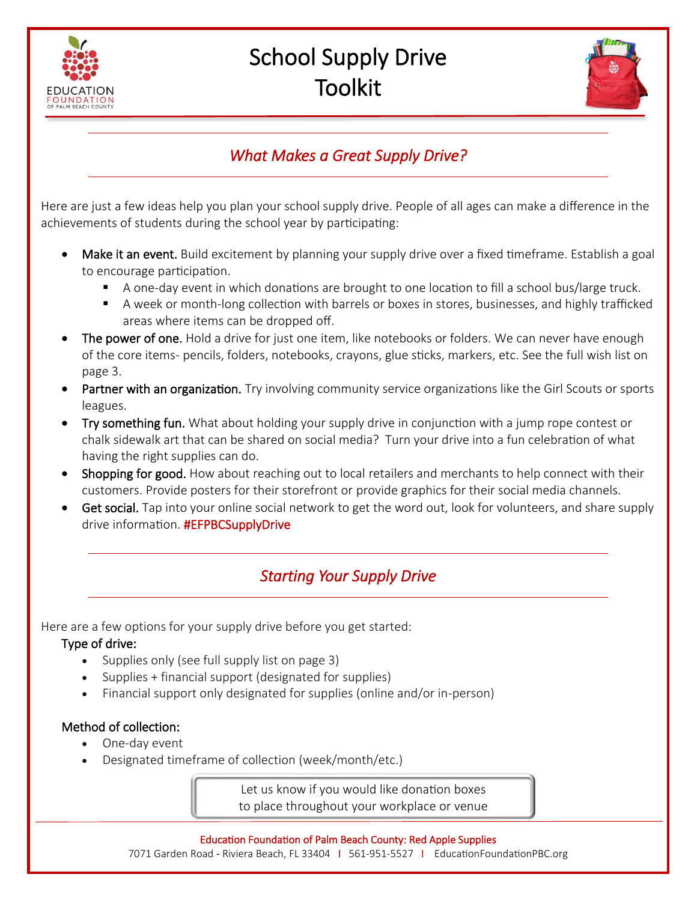# School Supply Drive Toolkit

## *What Makes a Great Supply Drive?*

Here are just a few ideas help you plan your school supply drive. People of all ages can make a difference in the achievements of students during the school year by participating:

- **Make it an event.** Build excitement by planning your supply drive over a fixed timeframe. Establish a goal to encourage participation.
  - A one-day event in which donations are brought to one location to fill a school bus/large truck.
  - A week or month-long collection with barrels or boxes in stores, businesses, and highly trafficked areas where items can be dropped off.
- **The power of one.** Hold a drive for just one item, like notebooks or folders. We can never have enough of the core items- pencils, folders, notebooks, crayons, glue sticks, markers, etc. See the full wish list on page 3.
- **Partner with an organization.** Try involving community service organizations like the Girl Scouts or sports leagues.
- **Try something fun.** What about holding your supply drive in conjunction with a jump rope contest or chalk sidewalk art that can be shared on social media? Turn your drive into a fun celebration of what having the right supplies can do.
- **Shopping for good.** How about reaching out to local retailers and merchants to help connect with their customers. Provide posters for their storefront or provide graphics for their social media channels.
- **Get social.** Tap into your online social network to get the word out, look for volunteers, and share supply drive information. #EFPBCSupplyDrive

## *Starting Your Supply Drive*

Here are a few options for your supply drive before you get started:

**Type of drive:**

- Supplies only (see full supply list on page 3)
- Supplies + financial support (designated for supplies)
- Financial support only designated for supplies (online and/or in-person)

**Method of collection:**

- One-day event
- Designated timeframe of collection (week/month/etc.)

Let us know if you would like donation boxes to place throughout your workplace or venue

Education Foundation of Palm Beach County: Red Apple Supplies
7071 Garden Road - Riviera Beach, FL 33404 | 561-951-5527 | EducationFoundationPBC.org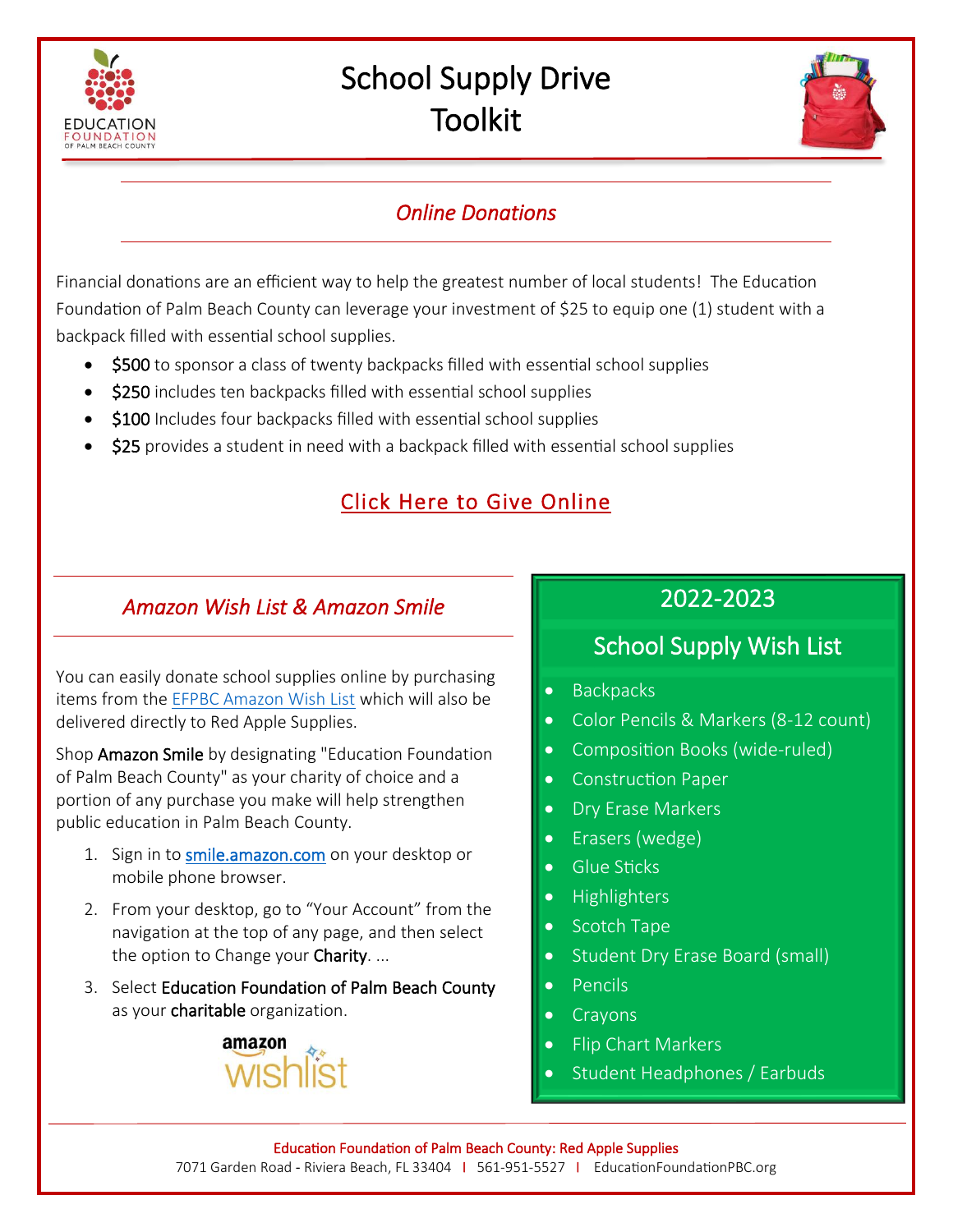# School Supply Drive Toolkit

## *Online Donations*

Financial donations are an efficient way to help the greatest number of local students! The Education Foundation of Palm Beach County can leverage your investment of $25 to equip one (1) student with a backpack filled with essential school supplies.

- **$500** to sponsor a class of twenty backpacks filled with essential school supplies
- **$250** includes ten backpacks filled with essential school supplies
- **$100** Includes four backpacks filled with essential school supplies
- **$25** provides a student in need with a backpack filled with essential school supplies

Click Here to Give Online

## *Amazon Wish List & Amazon Smile*

You can easily donate school supplies online by purchasing items from the EFPBC Amazon Wish List which will also be delivered directly to Red Apple Supplies.

Shop **Amazon Smile** by designating "Education Foundation of Palm Beach County" as your charity of choice and a portion of any purchase you make will help strengthen public education in Palm Beach County.

1. Sign in to smile.amazon.com on your desktop or mobile phone browser.
2. From your desktop, go to "Your Account" from the navigation at the top of any page, and then select the option to Change your **Charity**. ...
3. Select **Education Foundation of Palm Beach County** as your **charitable** organization.

amazon wishlist

## 2022-2023

## School Supply Wish List

- Backpacks
- Color Pencils & Markers (8-12 count)
- Composition Books (wide-ruled)
- Construction Paper
- Dry Erase Markers
- Erasers (wedge)
- Glue Sticks
- Highlighters
- Scotch Tape
- Student Dry Erase Board (small)
- Pencils
- Crayons
- Flip Chart Markers
- Student Headphones / Earbuds

Education Foundation of Palm Beach County: Red Apple Supplies
7071 Garden Road - Riviera Beach, FL 33404 | 561-951-5527 | EducationFoundationPBC.org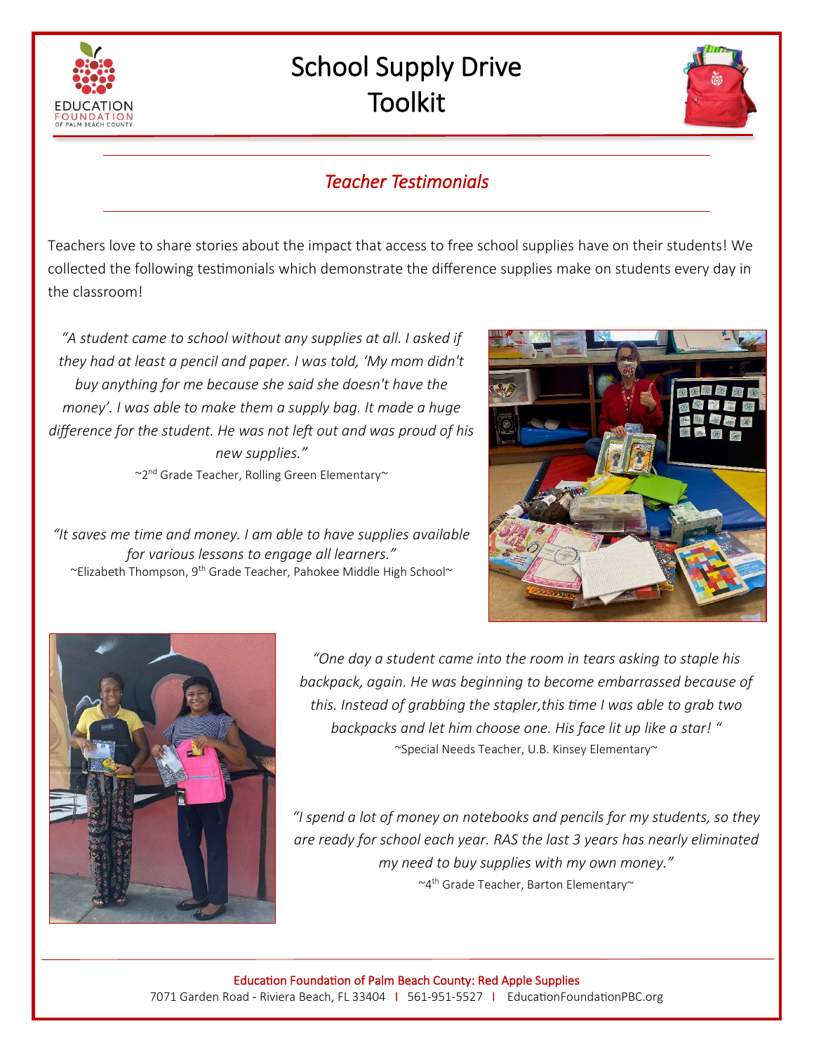# School Supply Drive Toolkit

## *Teacher Testimonials*

Teachers love to share stories about the impact that access to free school supplies have on their students! We collected the following testimonials which demonstrate the difference supplies make on students every day in the classroom!

*"A student came to school without any supplies at all. I asked if they had at least a pencil and paper. I was told, 'My mom didn't buy anything for me because she said she doesn't have the money'. I was able to make them a supply bag. It made a huge difference for the student. He was not left out and was proud of his new supplies."*

~2nd Grade Teacher, Rolling Green Elementary~

*"It saves me time and money. I am able to have supplies available for various lessons to engage all learners."*

~Elizabeth Thompson, 9th Grade Teacher, Pahokee Middle High School~

*"One day a student came into the room in tears asking to staple his backpack, again. He was beginning to become embarrassed because of this. Instead of grabbing the stapler,this time I was able to grab two backpacks and let him choose one. His face lit up like a star! "*

~Special Needs Teacher, U.B. Kinsey Elementary~

*"I spend a lot of money on notebooks and pencils for my students, so they are ready for school each year. RAS the last 3 years has nearly eliminated my need to buy supplies with my own money."*

~4th Grade Teacher, Barton Elementary~

Education Foundation of Palm Beach County: Red Apple Supplies
7071 Garden Road - Riviera Beach, FL 33404 | 561-951-5527 | EducationFoundationPBC.org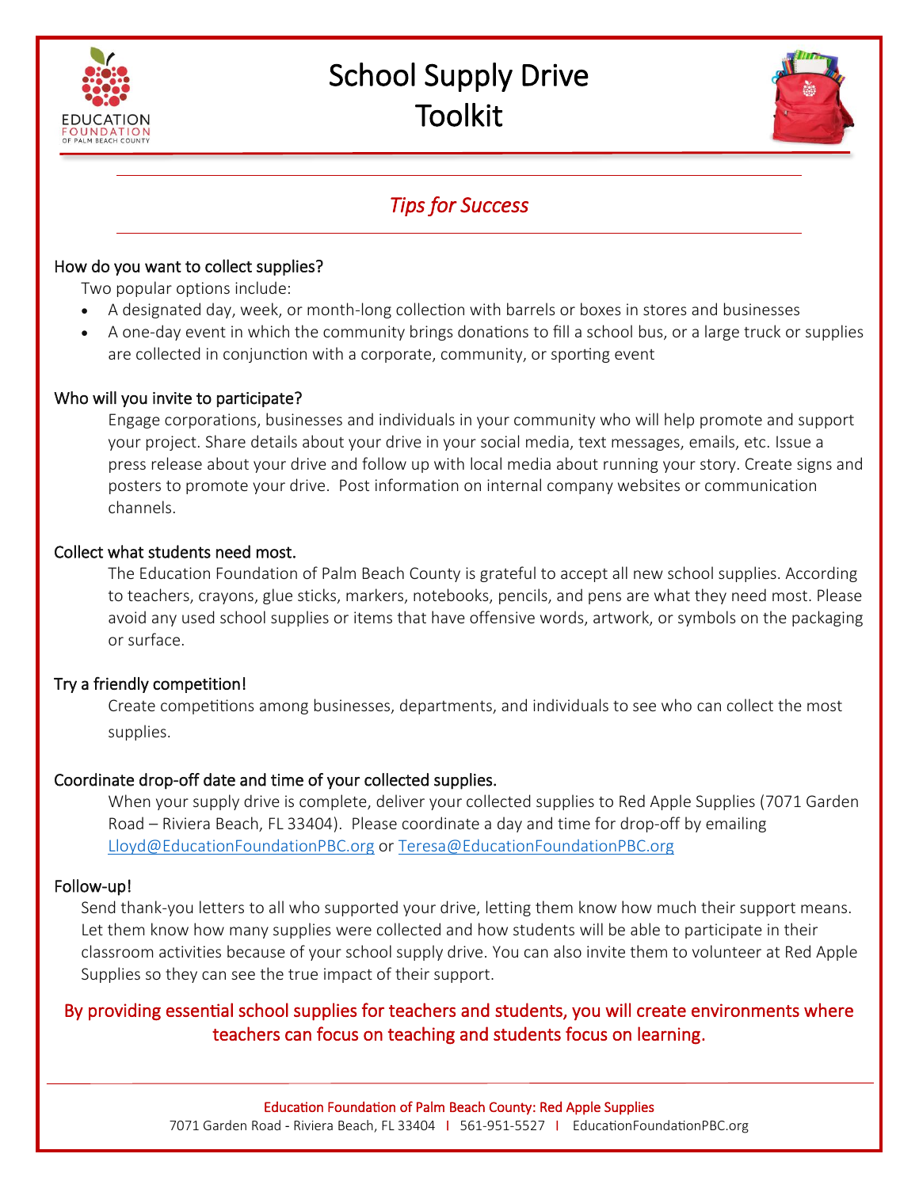# School Supply Drive Toolkit

## *Tips for Success*

### How do you want to collect supplies?

Two popular options include:

- A designated day, week, or month-long collection with barrels or boxes in stores and businesses
- A one-day event in which the community brings donations to fill a school bus, or a large truck or supplies are collected in conjunction with a corporate, community, or sporting event

### Who will you invite to participate?

Engage corporations, businesses and individuals in your community who will help promote and support your project. Share details about your drive in your social media, text messages, emails, etc. Issue a press release about your drive and follow up with local media about running your story. Create signs and posters to promote your drive. Post information on internal company websites or communication channels.

### Collect what students need most.

The Education Foundation of Palm Beach County is grateful to accept all new school supplies. According to teachers, crayons, glue sticks, markers, notebooks, pencils, and pens are what they need most. Please avoid any used school supplies or items that have offensive words, artwork, or symbols on the packaging or surface.

### Try a friendly competition!

Create competitions among businesses, departments, and individuals to see who can collect the most supplies.

### Coordinate drop-off date and time of your collected supplies.

When your supply drive is complete, deliver your collected supplies to Red Apple Supplies (7071 Garden Road – Riviera Beach, FL 33404). Please coordinate a day and time for drop-off by emailing Lloyd@EducationFoundationPBC.org or Teresa@EducationFoundationPBC.org

### Follow-up!

Send thank-you letters to all who supported your drive, letting them know how much their support means. Let them know how many supplies were collected and how students will be able to participate in their classroom activities because of your school supply drive. You can also invite them to volunteer at Red Apple Supplies so they can see the true impact of their support.

By providing essential school supplies for teachers and students, you will create environments where teachers can focus on teaching and students focus on learning.

Education Foundation of Palm Beach County: Red Apple Supplies
7071 Garden Road - Riviera Beach, FL 33404 | 561-951-5527 | EducationFoundationPBC.org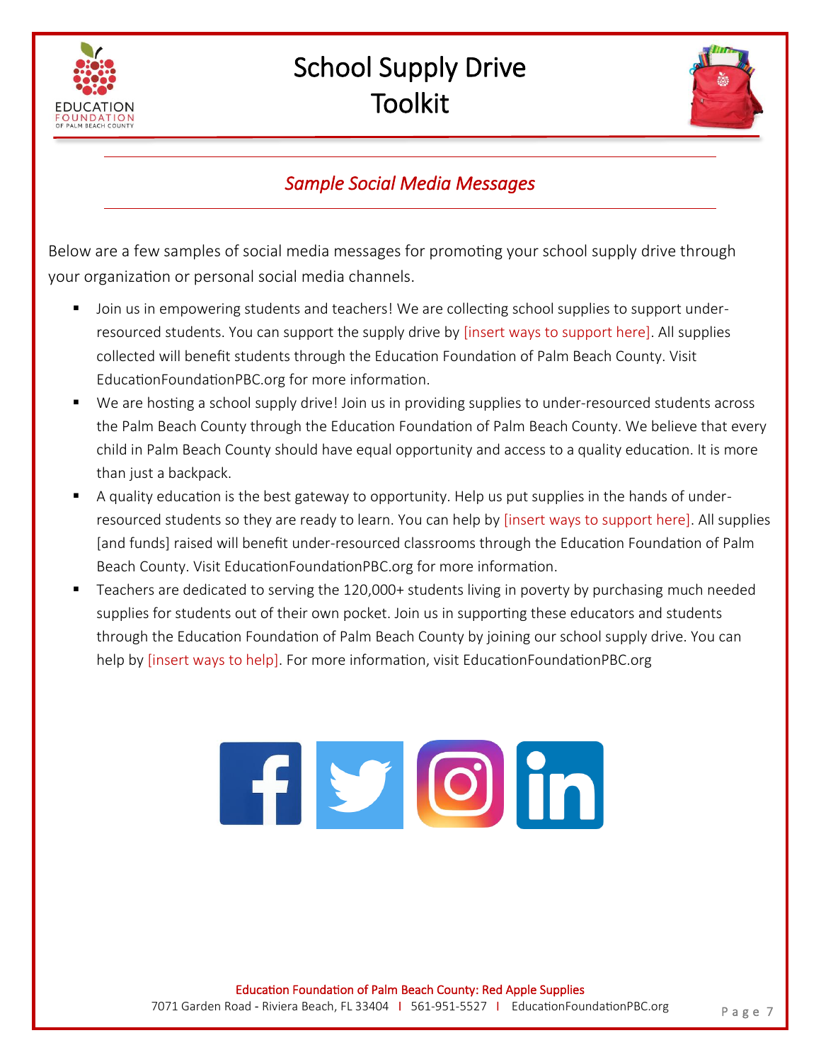# School Supply Drive Toolkit

## *Sample Social Media Messages*

Below are a few samples of social media messages for promoting your school supply drive through your organization or personal social media channels.

- Join us in empowering students and teachers! We are collecting school supplies to support under-resourced students. You can support the supply drive by [insert ways to support here]. All supplies collected will benefit students through the Education Foundation of Palm Beach County. Visit EducationFoundationPBC.org for more information.
- We are hosting a school supply drive! Join us in providing supplies to under-resourced students across the Palm Beach County through the Education Foundation of Palm Beach County. We believe that every child in Palm Beach County should have equal opportunity and access to a quality education. It is more than just a backpack.
- A quality education is the best gateway to opportunity. Help us put supplies in the hands of under-resourced students so they are ready to learn. You can help by [insert ways to support here]. All supplies [and funds] raised will benefit under-resourced classrooms through the Education Foundation of Palm Beach County. Visit EducationFoundationPBC.org for more information.
- Teachers are dedicated to serving the 120,000+ students living in poverty by purchasing much needed supplies for students out of their own pocket. Join us in supporting these educators and students through the Education Foundation of Palm Beach County by joining our school supply drive. You can help by [insert ways to help]. For more information, visit EducationFoundationPBC.org

Education Foundation of Palm Beach County: Red Apple Supplies
7071 Garden Road - Riviera Beach, FL 33404 | 561-951-5527 | EducationFoundationPBC.org